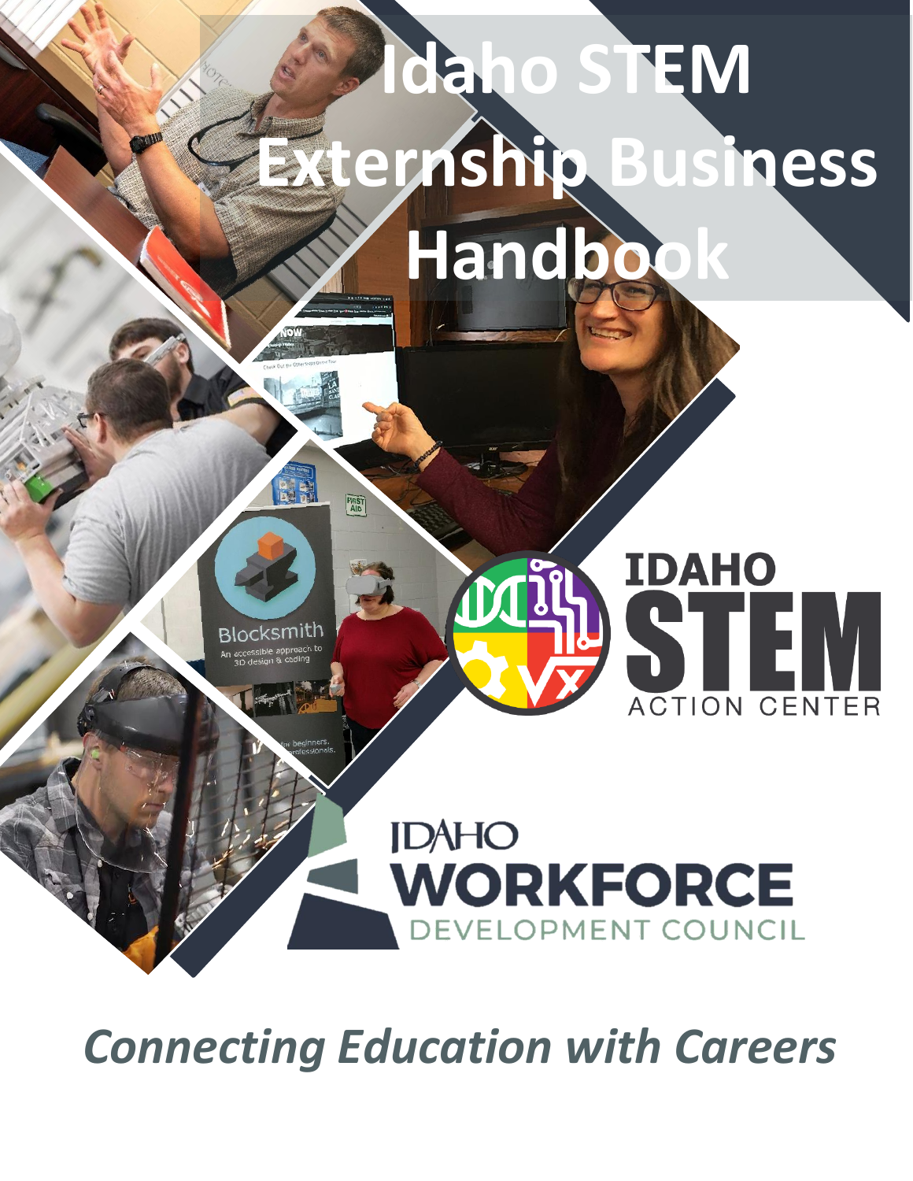# Idaho STEM Externship Business Handbook

IDAHO STEM ACTION CENTER

IDAHO WORKFORCE DEVELOPMENT COUNCIL

*Connecting Education with Careers*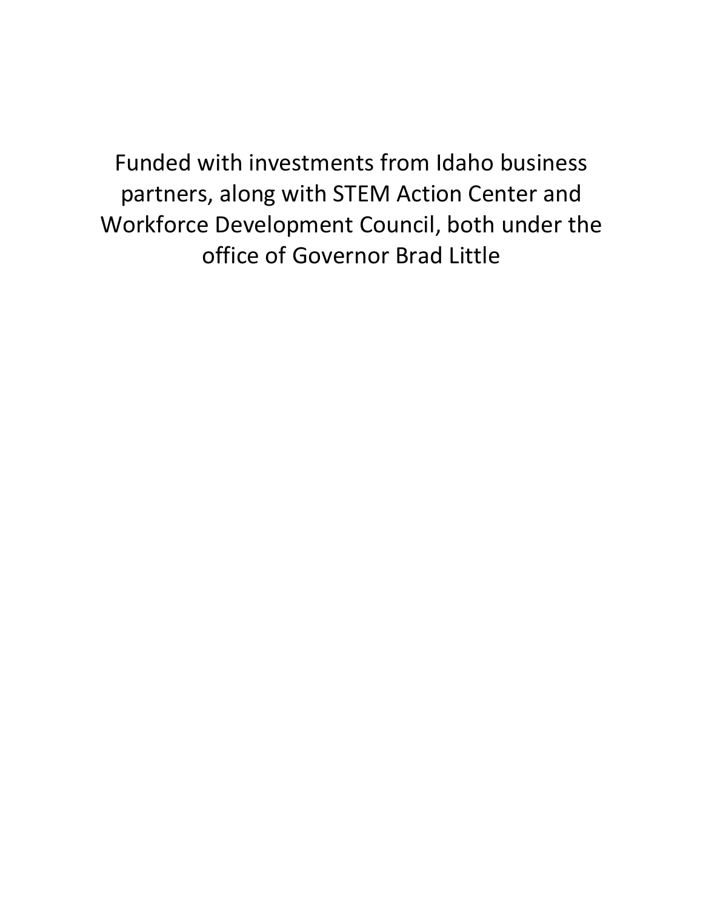Funded with investments from Idaho business partners, along with STEM Action Center and Workforce Development Council, both under the office of Governor Brad Little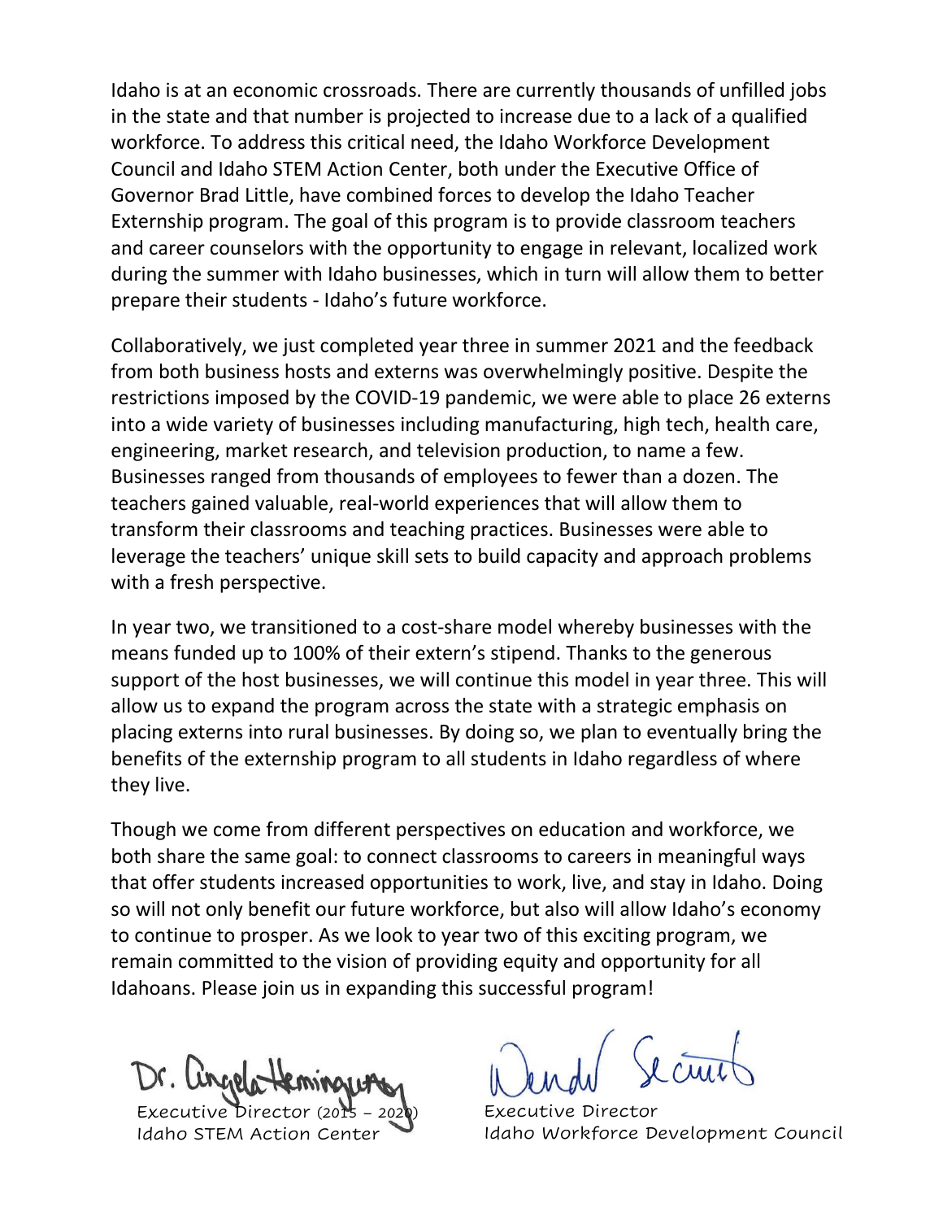Idaho is at an economic crossroads. There are currently thousands of unfilled jobs in the state and that number is projected to increase due to a lack of a qualified workforce. To address this critical need, the Idaho Workforce Development Council and Idaho STEM Action Center, both under the Executive Office of Governor Brad Little, have combined forces to develop the Idaho Teacher Externship program. The goal of this program is to provide classroom teachers and career counselors with the opportunity to engage in relevant, localized work during the summer with Idaho businesses, which in turn will allow them to better prepare their students - Idaho's future workforce.

Collaboratively, we just completed year three in summer 2021 and the feedback from both business hosts and externs was overwhelmingly positive. Despite the restrictions imposed by the COVID-19 pandemic, we were able to place 26 externs into a wide variety of businesses including manufacturing, high tech, health care, engineering, market research, and television production, to name a few. Businesses ranged from thousands of employees to fewer than a dozen. The teachers gained valuable, real-world experiences that will allow them to transform their classrooms and teaching practices. Businesses were able to leverage the teachers' unique skill sets to build capacity and approach problems with a fresh perspective.

In year two, we transitioned to a cost-share model whereby businesses with the means funded up to 100% of their extern's stipend. Thanks to the generous support of the host businesses, we will continue this model in year three. This will allow us to expand the program across the state with a strategic emphasis on placing externs into rural businesses. By doing so, we plan to eventually bring the benefits of the externship program to all students in Idaho regardless of where they live.

Though we come from different perspectives on education and workforce, we both share the same goal: to connect classrooms to careers in meaningful ways that offer students increased opportunities to work, live, and stay in Idaho. Doing so will not only benefit our future workforce, but also will allow Idaho's economy to continue to prosper. As we look to year two of this exciting program, we remain committed to the vision of providing equity and opportunity for all Idahoans. Please join us in expanding this successful program!

Dr. Angela Hemingway
Executive Director (2015 – 2020)
Idaho STEM Action Center

Wendi Secrist
Executive Director
Idaho Workforce Development Council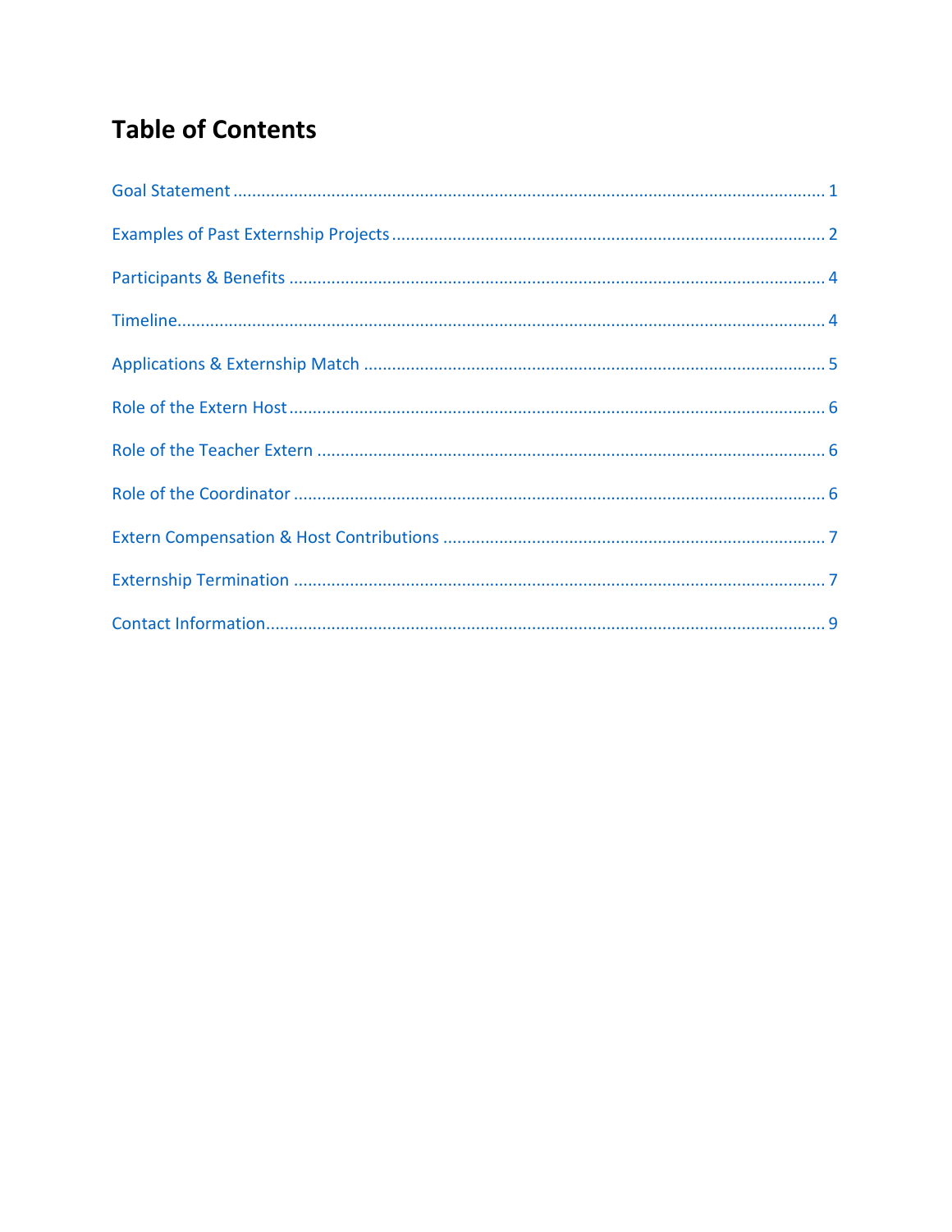# Table of Contents

Goal Statement .......... 1

Examples of Past Externship Projects .......... 2

Participants & Benefits .......... 4

Timeline .......... 4

Applications & Externship Match .......... 5

Role of the Extern Host .......... 6

Role of the Teacher Extern .......... 6

Role of the Coordinator .......... 6

Extern Compensation & Host Contributions .......... 7

Externship Termination .......... 7

Contact Information .......... 9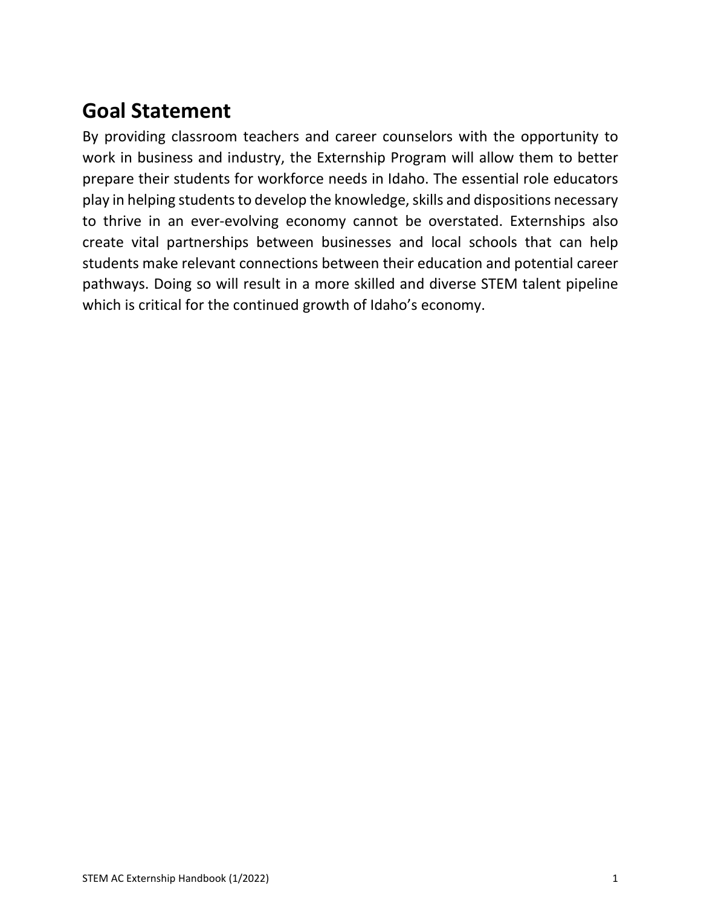## Goal Statement

By providing classroom teachers and career counselors with the opportunity to work in business and industry, the Externship Program will allow them to better prepare their students for workforce needs in Idaho. The essential role educators play in helping students to develop the knowledge, skills and dispositions necessary to thrive in an ever-evolving economy cannot be overstated. Externships also create vital partnerships between businesses and local schools that can help students make relevant connections between their education and potential career pathways. Doing so will result in a more skilled and diverse STEM talent pipeline which is critical for the continued growth of Idaho's economy.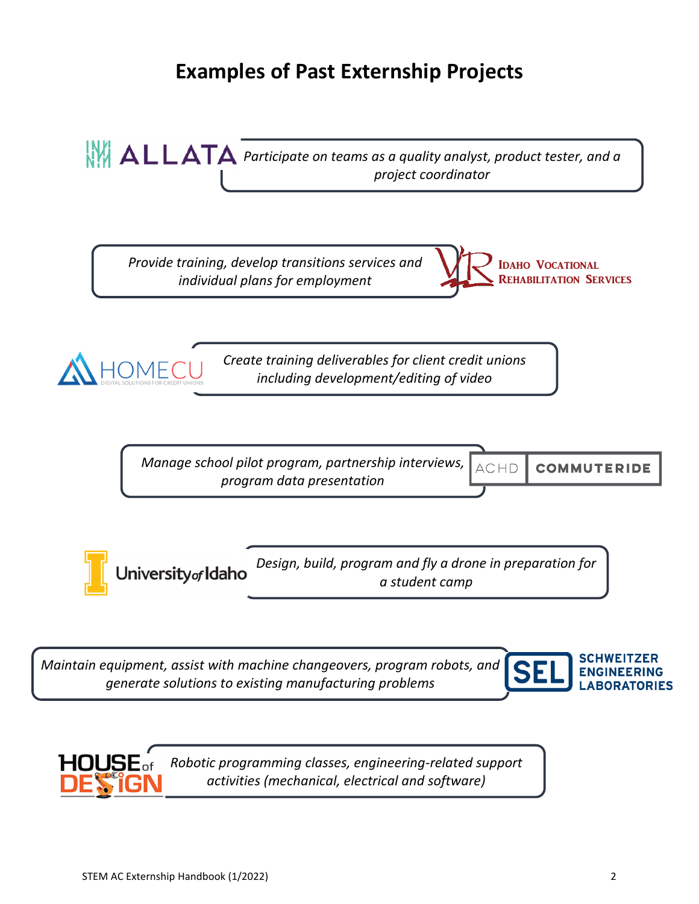# Examples of Past Externship Projects

ALLATA — *Participate on teams as a quality analyst, product tester, and a project coordinator*

*Provide training, develop transitions services and individual plans for employment* — IDAHO VOCATIONAL REHABILITATION SERVICES

HOMECU DIGITAL SOLUTIONS FOR CREDIT UNIONS — *Create training deliverables for client credit unions including development/editing of video*

*Manage school pilot program, partnership interviews, program data presentation* — ACHD COMMUTERIDE

University of Idaho — *Design, build, program and fly a drone in preparation for a student camp*

*Maintain equipment, assist with machine changeovers, program robots, and generate solutions to existing manufacturing problems* — SEL SCHWEITZER ENGINEERING LABORATORIES

HOUSE of DESIGN — *Robotic programming classes, engineering-related support activities (mechanical, electrical and software)*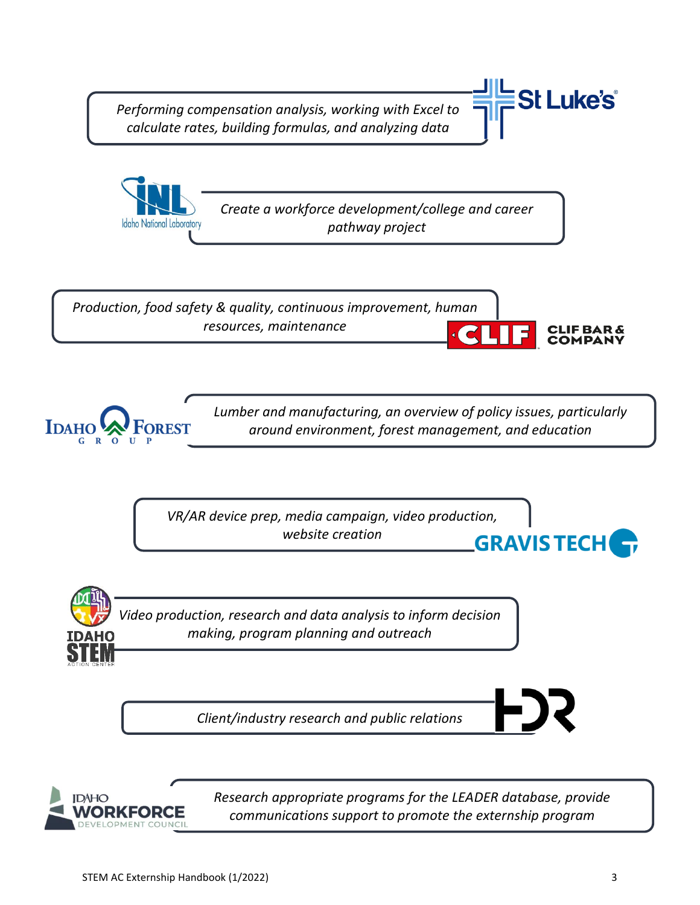*Performing compensation analysis, working with Excel to calculate rates, building formulas, and analyzing data*

St Luke's

INL Idaho National Laboratory

*Create a workforce development/college and career pathway project*

*Production, food safety & quality, continuous improvement, human resources, maintenance*

CLIF BAR & COMPANY

IDAHO FOREST GROUP

*Lumber and manufacturing, an overview of policy issues, particularly around environment, forest management, and education*

*VR/AR device prep, media campaign, video production, website creation*

GRAVIS TECH

IDAHO STEM ACTION CENTER

*Video production, research and data analysis to inform decision making, program planning and outreach*

*Client/industry research and public relations*

HDR

IDAHO WORKFORCE DEVELOPMENT COUNCIL

*Research appropriate programs for the LEADER database, provide communications support to promote the externship program*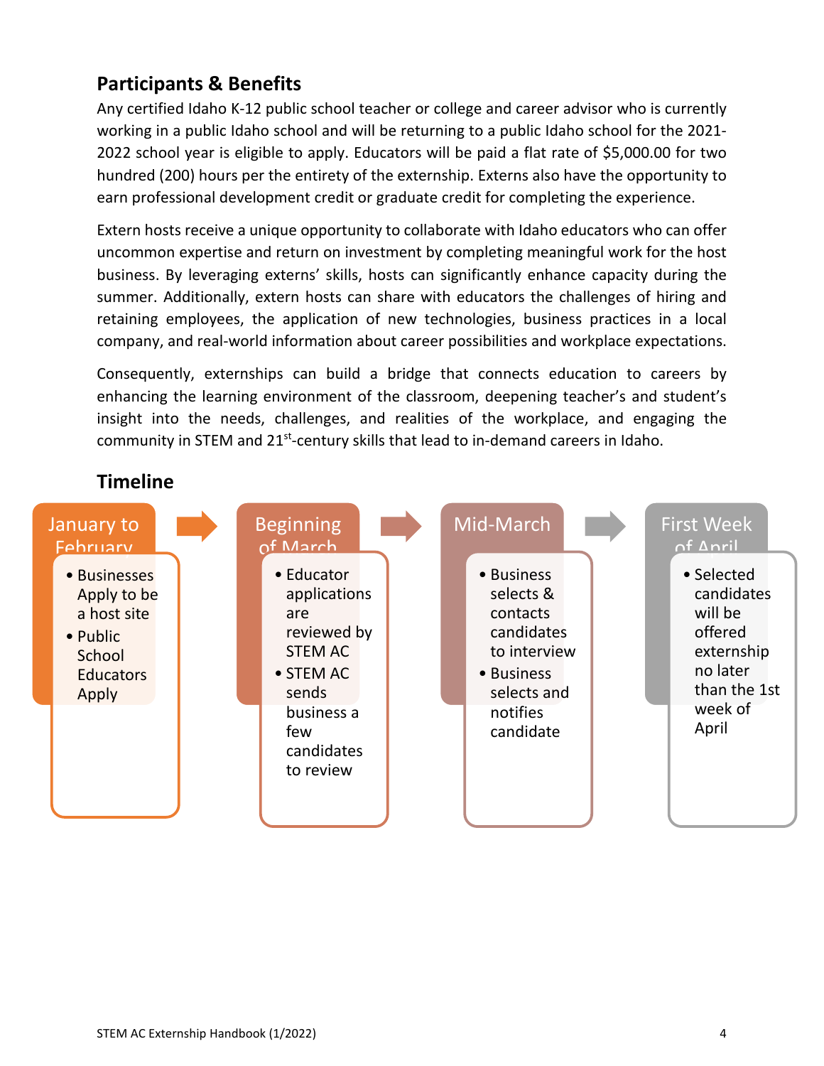## Participants & Benefits

Any certified Idaho K-12 public school teacher or college and career advisor who is currently working in a public Idaho school and will be returning to a public Idaho school for the 2021-2022 school year is eligible to apply. Educators will be paid a flat rate of $5,000.00 for two hundred (200) hours per the entirety of the externship. Externs also have the opportunity to earn professional development credit or graduate credit for completing the experience.

Extern hosts receive a unique opportunity to collaborate with Idaho educators who can offer uncommon expertise and return on investment by completing meaningful work for the host business. By leveraging externs' skills, hosts can significantly enhance capacity during the summer. Additionally, extern hosts can share with educators the challenges of hiring and retaining employees, the application of new technologies, business practices in a local company, and real-world information about career possibilities and workplace expectations.

Consequently, externships can build a bridge that connects education to careers by enhancing the learning environment of the classroom, deepening teacher's and student's insight into the needs, challenges, and realities of the workplace, and engaging the community in STEM and 21st-century skills that lead to in-demand careers in Idaho.

## Timeline

**January to February**
- Businesses Apply to be a host site
- Public School Educators Apply

**Beginning of March**
- Educator applications are reviewed by STEM AC
- STEM AC sends business a few candidates to review

**Mid-March**
- Business selects & contacts candidates to interview
- Business selects and notifies candidate

**First Week of April**
- Selected candidates will be offered externship no later than the 1st week of April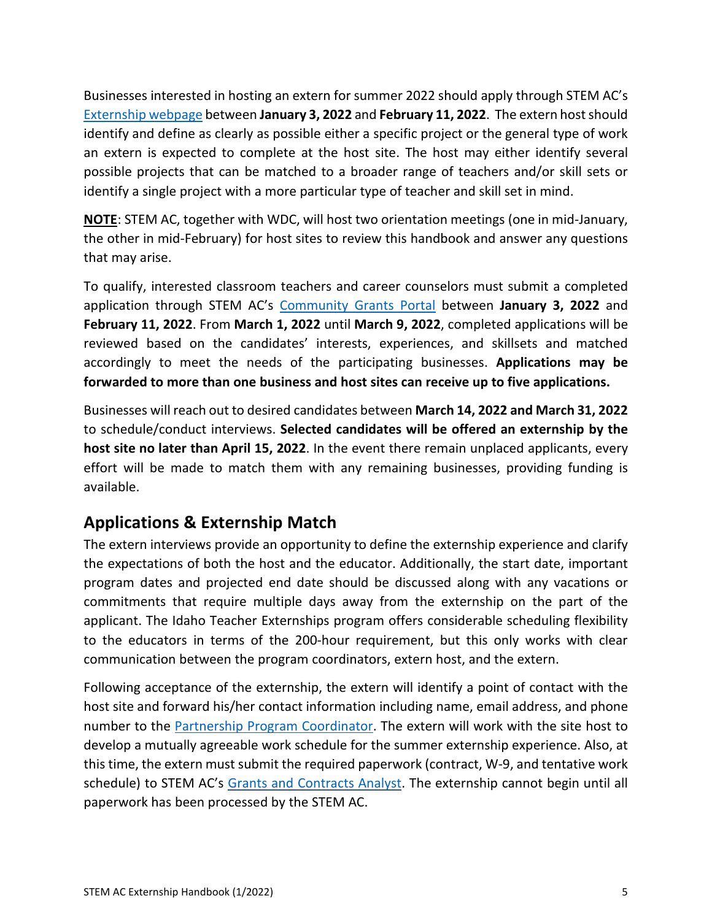Businesses interested in hosting an extern for summer 2022 should apply through STEM AC's [Externship webpage](#) between **January 3, 2022** and **February 11, 2022**. The extern host should identify and define as clearly as possible either a specific project or the general type of work an extern is expected to complete at the host site. The host may either identify several possible projects that can be matched to a broader range of teachers and/or skill sets or identify a single project with a more particular type of teacher and skill set in mind.

**NOTE**: STEM AC, together with WDC, will host two orientation meetings (one in mid-January, the other in mid-February) for host sites to review this handbook and answer any questions that may arise.

To qualify, interested classroom teachers and career counselors must submit a completed application through STEM AC's [Community Grants Portal](#) between **January 3, 2022** and **February 11, 2022**. From **March 1, 2022** until **March 9, 2022**, completed applications will be reviewed based on the candidates' interests, experiences, and skillsets and matched accordingly to meet the needs of the participating businesses. **Applications may be forwarded to more than one business and host sites can receive up to five applications.**

Businesses will reach out to desired candidates between **March 14, 2022 and March 31, 2022** to schedule/conduct interviews. **Selected candidates will be offered an externship by the host site no later than April 15, 2022**. In the event there remain unplaced applicants, every effort will be made to match them with any remaining businesses, providing funding is available.

## Applications & Externship Match

The extern interviews provide an opportunity to define the externship experience and clarify the expectations of both the host and the educator. Additionally, the start date, important program dates and projected end date should be discussed along with any vacations or commitments that require multiple days away from the externship on the part of the applicant. The Idaho Teacher Externships program offers considerable scheduling flexibility to the educators in terms of the 200-hour requirement, but this only works with clear communication between the program coordinators, extern host, and the extern.

Following acceptance of the externship, the extern will identify a point of contact with the host site and forward his/her contact information including name, email address, and phone number to the [Partnership Program Coordinator](#). The extern will work with the site host to develop a mutually agreeable work schedule for the summer externship experience. Also, at this time, the extern must submit the required paperwork (contract, W-9, and tentative work schedule) to STEM AC's [Grants and Contracts Analyst](#). The externship cannot begin until all paperwork has been processed by the STEM AC.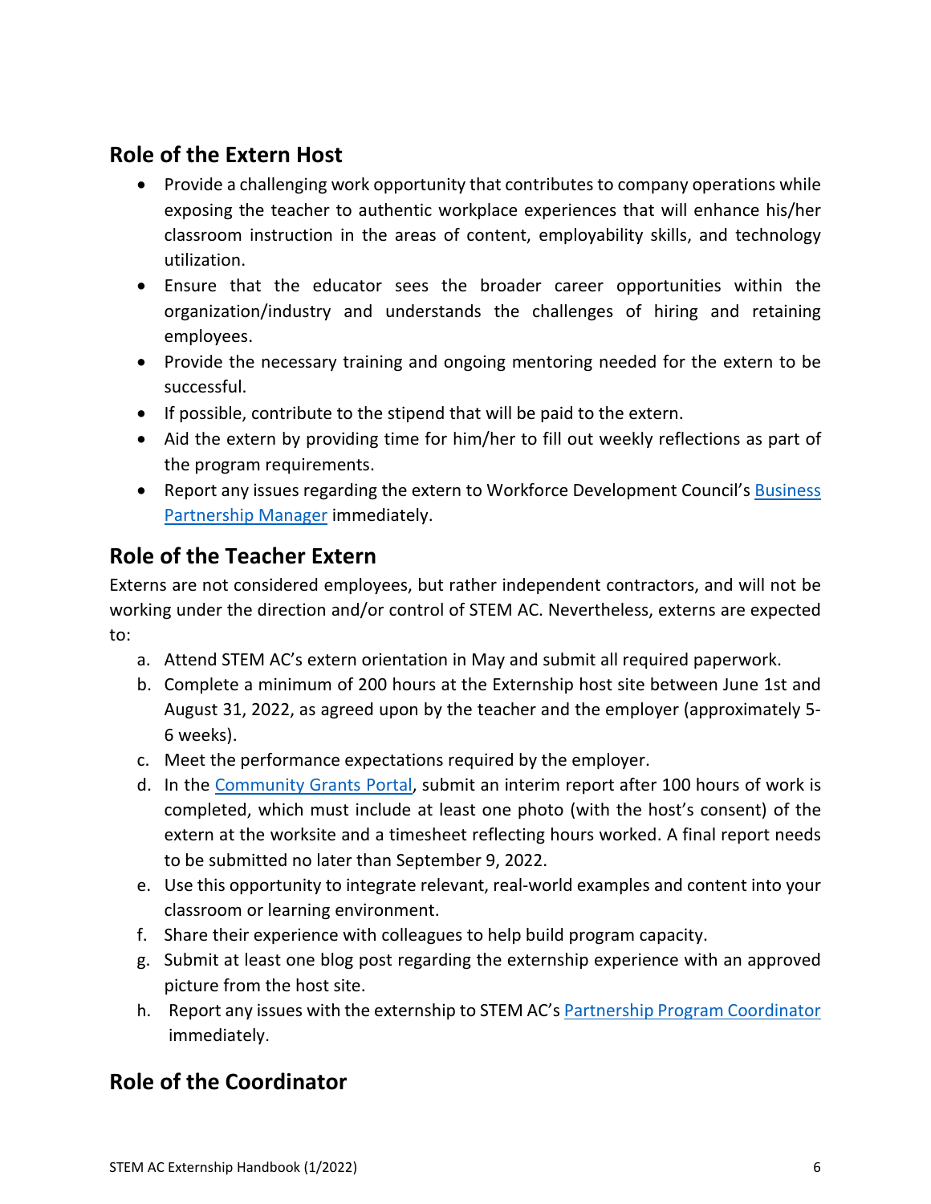## Role of the Extern Host

- Provide a challenging work opportunity that contributes to company operations while exposing the teacher to authentic workplace experiences that will enhance his/her classroom instruction in the areas of content, employability skills, and technology utilization.
- Ensure that the educator sees the broader career opportunities within the organization/industry and understands the challenges of hiring and retaining employees.
- Provide the necessary training and ongoing mentoring needed for the extern to be successful.
- If possible, contribute to the stipend that will be paid to the extern.
- Aid the extern by providing time for him/her to fill out weekly reflections as part of the program requirements.
- Report any issues regarding the extern to Workforce Development Council's Business Partnership Manager immediately.

## Role of the Teacher Extern

Externs are not considered employees, but rather independent contractors, and will not be working under the direction and/or control of STEM AC. Nevertheless, externs are expected to:

a. Attend STEM AC's extern orientation in May and submit all required paperwork.
b. Complete a minimum of 200 hours at the Externship host site between June 1st and August 31, 2022, as agreed upon by the teacher and the employer (approximately 5-6 weeks).
c. Meet the performance expectations required by the employer.
d. In the Community Grants Portal, submit an interim report after 100 hours of work is completed, which must include at least one photo (with the host's consent) of the extern at the worksite and a timesheet reflecting hours worked. A final report needs to be submitted no later than September 9, 2022.
e. Use this opportunity to integrate relevant, real-world examples and content into your classroom or learning environment.
f. Share their experience with colleagues to help build program capacity.
g. Submit at least one blog post regarding the externship experience with an approved picture from the host site.
h. Report any issues with the externship to STEM AC's Partnership Program Coordinator immediately.

## Role of the Coordinator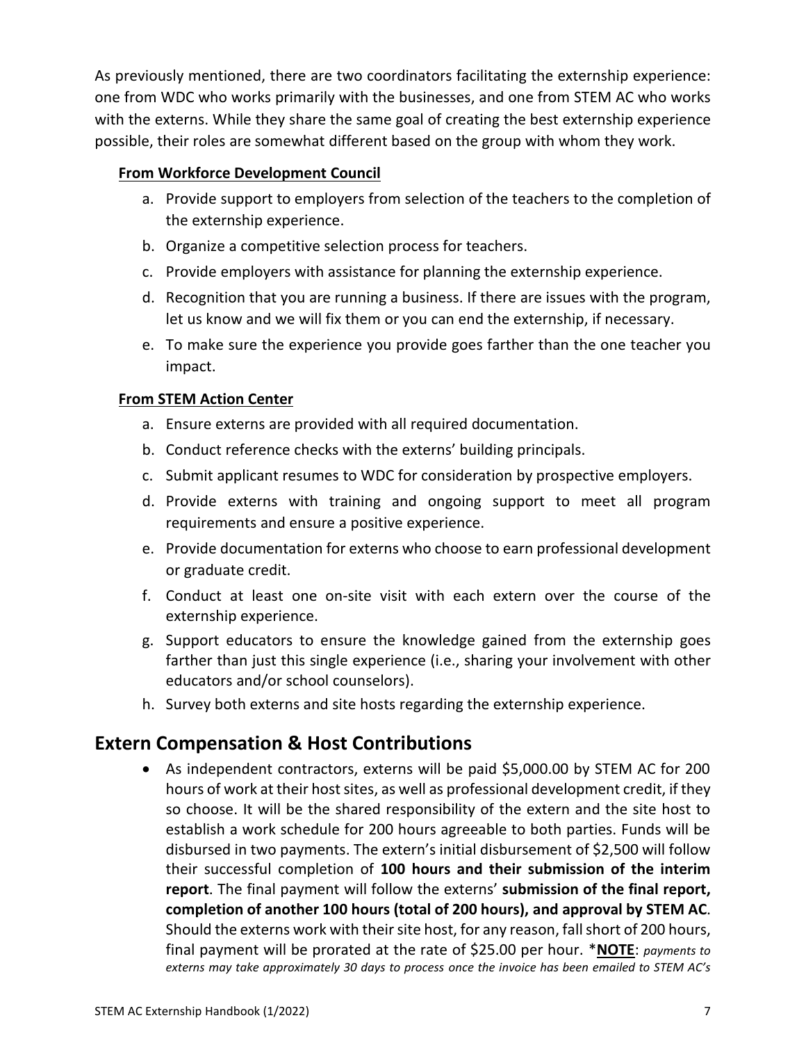As previously mentioned, there are two coordinators facilitating the externship experience: one from WDC who works primarily with the businesses, and one from STEM AC who works with the externs. While they share the same goal of creating the best externship experience possible, their roles are somewhat different based on the group with whom they work.

**From Workforce Development Council**

a. Provide support to employers from selection of the teachers to the completion of the externship experience.
b. Organize a competitive selection process for teachers.
c. Provide employers with assistance for planning the externship experience.
d. Recognition that you are running a business. If there are issues with the program, let us know and we will fix them or you can end the externship, if necessary.
e. To make sure the experience you provide goes farther than the one teacher you impact.

**From STEM Action Center**

a. Ensure externs are provided with all required documentation.
b. Conduct reference checks with the externs' building principals.
c. Submit applicant resumes to WDC for consideration by prospective employers.
d. Provide externs with training and ongoing support to meet all program requirements and ensure a positive experience.
e. Provide documentation for externs who choose to earn professional development or graduate credit.
f. Conduct at least one on-site visit with each extern over the course of the externship experience.
g. Support educators to ensure the knowledge gained from the externship goes farther than just this single experience (i.e., sharing your involvement with other educators and/or school counselors).
h. Survey both externs and site hosts regarding the externship experience.

## Extern Compensation & Host Contributions

- As independent contractors, externs will be paid $5,000.00 by STEM AC for 200 hours of work at their host sites, as well as professional development credit, if they so choose. It will be the shared responsibility of the extern and the site host to establish a work schedule for 200 hours agreeable to both parties. Funds will be disbursed in two payments. The extern's initial disbursement of $2,500 will follow their successful completion of **100 hours and their submission of the interim report**. The final payment will follow the externs' **submission of the final report, completion of another 100 hours (total of 200 hours), and approval by STEM AC**. Should the externs work with their site host, for any reason, fall short of 200 hours, final payment will be prorated at the rate of $25.00 per hour. ***NOTE**: *payments to externs may take approximately 30 days to process once the invoice has been emailed to STEM AC's*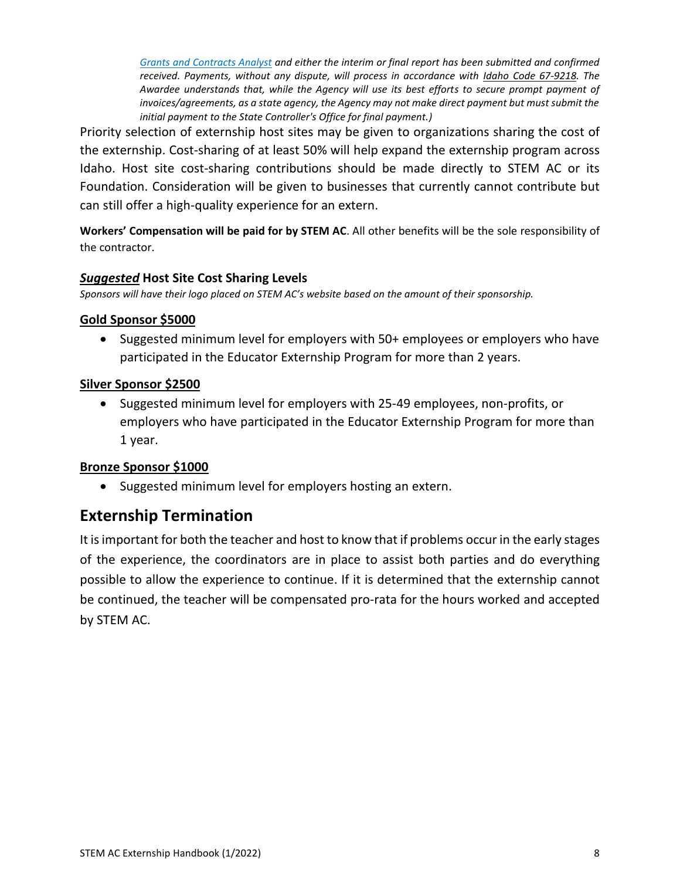*Grants and Contracts Analyst and either the interim or final report has been submitted and confirmed received. Payments, without any dispute, will process in accordance with Idaho Code 67-9218. The Awardee understands that, while the Agency will use its best efforts to secure prompt payment of invoices/agreements, as a state agency, the Agency may not make direct payment but must submit the initial payment to the State Controller's Office for final payment.)*

Priority selection of externship host sites may be given to organizations sharing the cost of the externship. Cost-sharing of at least 50% will help expand the externship program across Idaho. Host site cost-sharing contributions should be made directly to STEM AC or its Foundation. Consideration will be given to businesses that currently cannot contribute but can still offer a high-quality experience for an extern.

**Workers' Compensation will be paid for by STEM AC**. All other benefits will be the sole responsibility of the contractor.

### ***Suggested*** **Host Site Cost Sharing Levels**

*Sponsors will have their logo placed on STEM AC's website based on the amount of their sponsorship.*

**Gold Sponsor $5000**

- Suggested minimum level for employers with 50+ employees or employers who have participated in the Educator Externship Program for more than 2 years.

**Silver Sponsor $2500**

- Suggested minimum level for employers with 25-49 employees, non-profits, or employers who have participated in the Educator Externship Program for more than 1 year.

**Bronze Sponsor $1000**

- Suggested minimum level for employers hosting an extern.

## Externship Termination

It is important for both the teacher and host to know that if problems occur in the early stages of the experience, the coordinators are in place to assist both parties and do everything possible to allow the experience to continue. If it is determined that the externship cannot be continued, the teacher will be compensated pro-rata for the hours worked and accepted by STEM AC.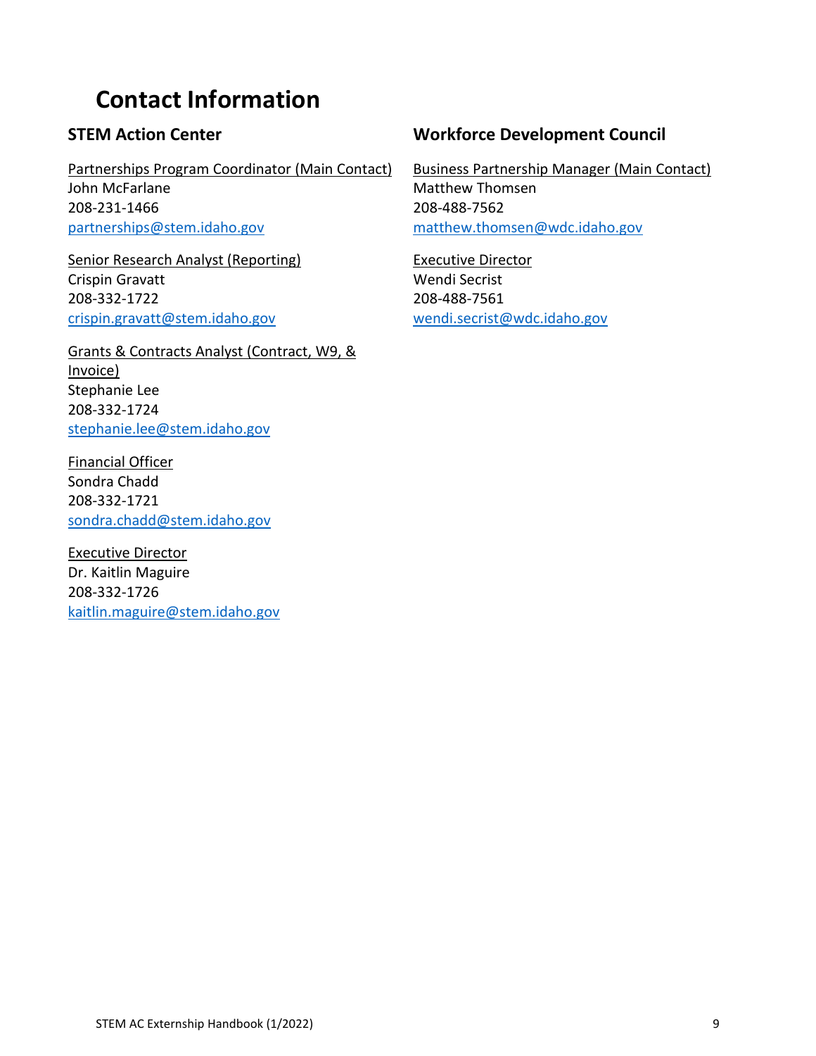# Contact Information

## STEM Action Center

Partnerships Program Coordinator (Main Contact)
John McFarlane
208-231-1466
partnerships@stem.idaho.gov

Senior Research Analyst (Reporting)
Crispin Gravatt
208-332-1722
crispin.gravatt@stem.idaho.gov

Grants & Contracts Analyst (Contract, W9, & Invoice)
Stephanie Lee
208-332-1724
stephanie.lee@stem.idaho.gov

Financial Officer
Sondra Chadd
208-332-1721
sondra.chadd@stem.idaho.gov

Executive Director
Dr. Kaitlin Maguire
208-332-1726
kaitlin.maguire@stem.idaho.gov

## Workforce Development Council

Business Partnership Manager (Main Contact)
Matthew Thomsen
208-488-7562
matthew.thomsen@wdc.idaho.gov

Executive Director
Wendi Secrist
208-488-7561
wendi.secrist@wdc.idaho.gov